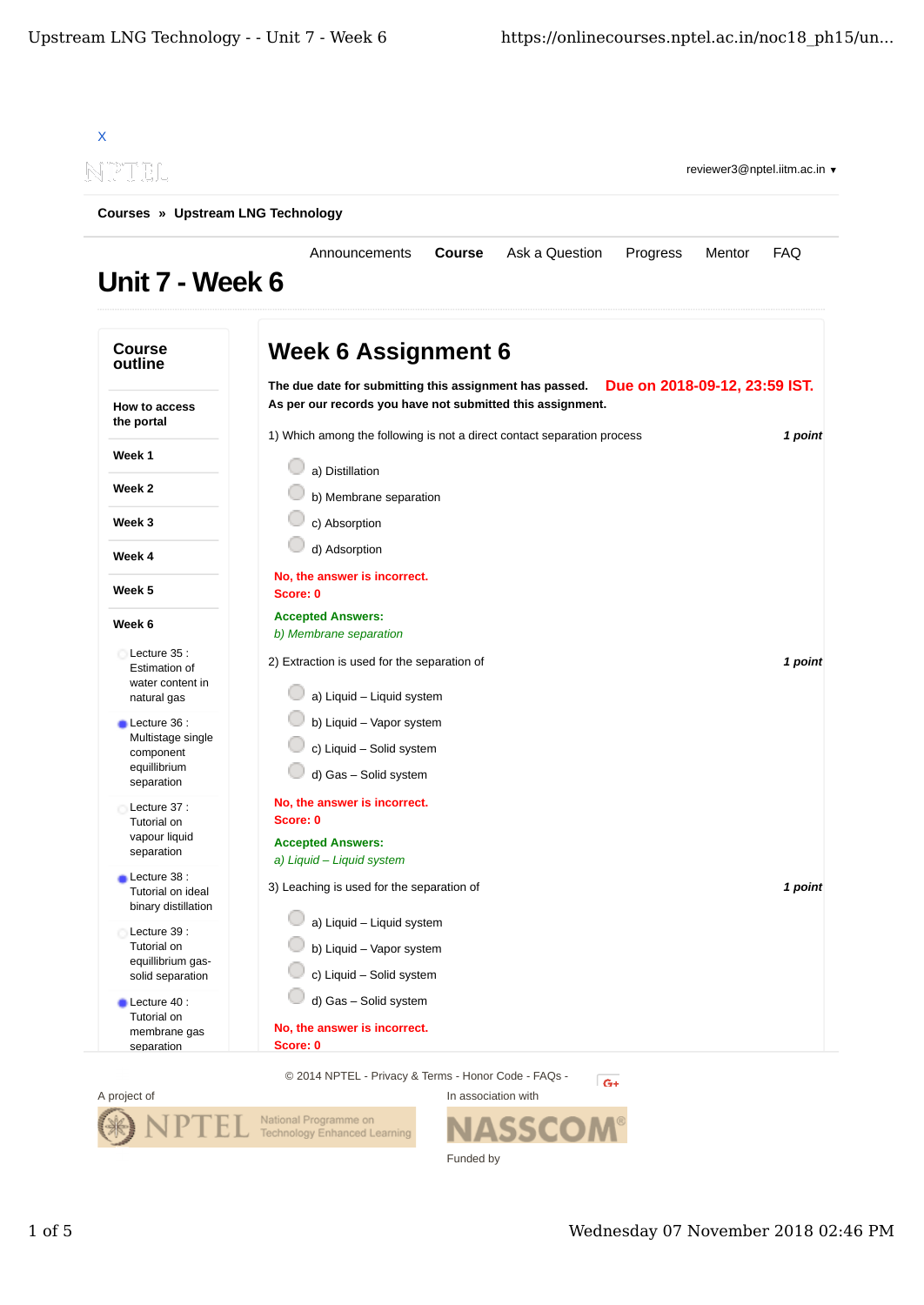X

reviewer3@nptel.iitm.ac.in ▾

**Courses » Upstream LNG Technology**

Announcements | **Course** | Ask a Question | Progress | Mentor | FAQ

# Unit 7 - Week 6

## Course outline

- How to access the portal
- Week 1
- Week 2
- Week 3
- Week 4
- Week 5
- Week 6
  - Lecture 35 : Estimation of water content in natural gas
  - Lecture 36 : Multistage single component equillibrium separation
  - Lecture 37 : Tutorial on vapour liquid separation
  - Lecture 38 : Tutorial on ideal binary distillation
  - Lecture 39 : Tutorial on equillibrium gas-solid separation
  - Lecture 40 : Tutorial on membrane gas separation

## Week 6 Assignment 6

**The due date for submitting this assignment has passed.** **Due on 2018-09-12, 23:59 IST.**
**As per our records you have not submitted this assignment.**

1) Which among the following is not a direct contact separation process *1 point*

- a) Distillation
- b) Membrane separation
- c) Absorption
- d) Adsorption

**No, the answer is incorrect.**
**Score: 0**

**Accepted Answers:**
*b) Membrane separation*

2) Extraction is used for the separation of *1 point*

- a) Liquid – Liquid system
- b) Liquid – Vapor system
- c) Liquid – Solid system
- d) Gas – Solid system

**No, the answer is incorrect.**
**Score: 0**

**Accepted Answers:**
*a) Liquid – Liquid system*

3) Leaching is used for the separation of *1 point*

- a) Liquid – Liquid system
- b) Liquid – Vapor system
- c) Liquid – Solid system
- d) Gas – Solid system

**No, the answer is incorrect.**
**Score: 0**

© 2014 NPTEL - Privacy & Terms - Honor Code - FAQs -

A project of NPTEL National Programme on Technology Enhanced Learning

In association with NASSCOM

Funded by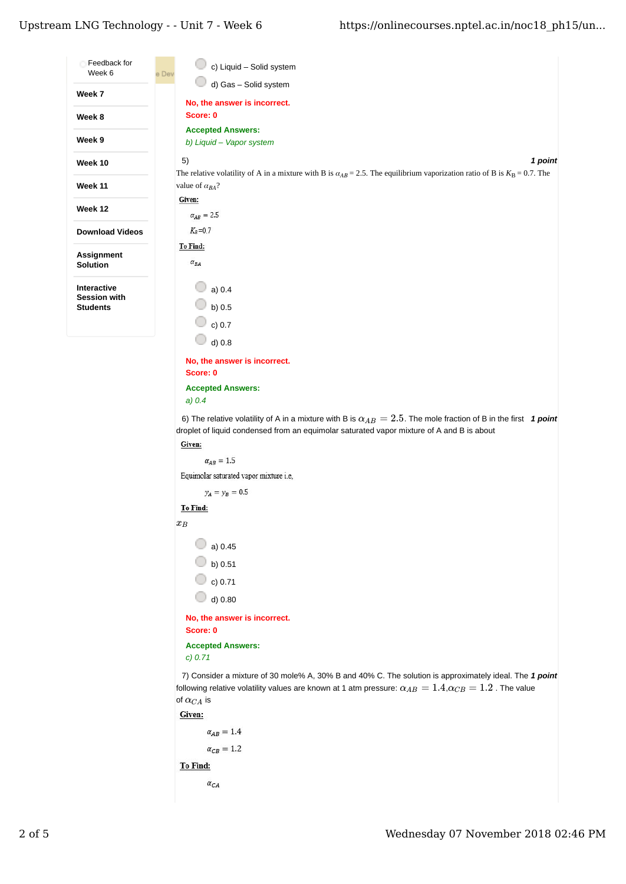- Feedback for Week 6
- **Week 7**
- **Week 8**
- **Week 9**
- **Week 10**
- **Week 11**
- **Week 12**
- **Download Videos**
- **Assignment Solution**
- **Interactive Session with Students**

c) Liquid – Solid system

d) Gas – Solid system

No, the answer is incorrect.
Score: 0

**Accepted Answers:**
*b) Liquid – Vapor system*

5) ***1 point***

The relative volatility of A in a mixture with B is $\alpha_{AB} = 2.5$. The equilibrium vaporization ratio of B is $K_B = 0.7$. The value of $\alpha_{BA}$?

**Given:**

$\alpha_{AB} = 2.5$

$K_B = 0.7$

**To Find:**

$\alpha_{BA}$

a) 0.4

b) 0.5

c) 0.7

d) 0.8

No, the answer is incorrect.
Score: 0

**Accepted Answers:**
*a) 0.4*

6) The relative volatility of A in a mixture with B is $\alpha_{AB} = 2.5$. The mole fraction of B in the first droplet of liquid condensed from an equimolar saturated vapor mixture of A and B is about ***1 point***

**Given:**

$\alpha_{AB} = 1.5$

Equimolar saturated vapor mixture i.e,

$y_A = y_B = 0.5$

**To Find:**

$x_B$

a) 0.45

b) 0.51

c) 0.71

d) 0.80

No, the answer is incorrect.
Score: 0

**Accepted Answers:**
*c) 0.71*

7) Consider a mixture of 30 mole% A, 30% B and 40% C. The solution is approximately ideal. The following relative volatility values are known at 1 atm pressure: $\alpha_{AB} = 1.4, \alpha_{CB} = 1.2$ . The value of $\alpha_{CA}$ is ***1 point***

**Given:**

$\alpha_{AB} = 1.4$

$\alpha_{CB} = 1.2$

**To Find:**

$\alpha_{CA}$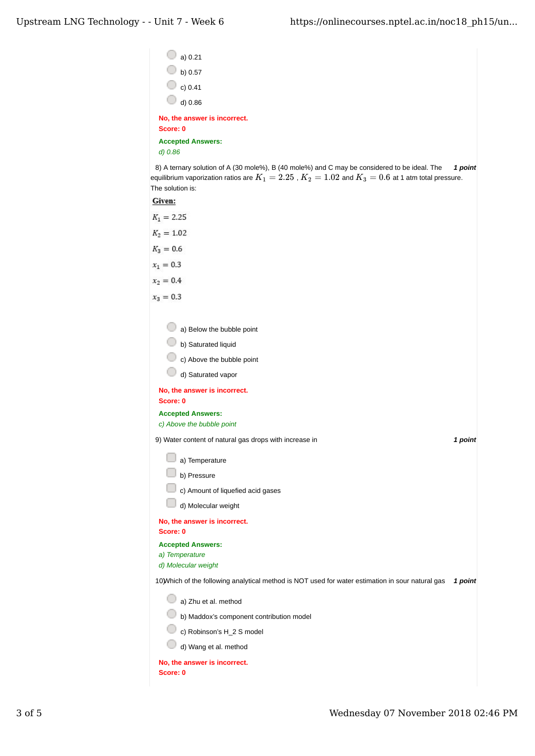- a) 0.21
- b) 0.57
- c) 0.41
- d) 0.86

**No, the answer is incorrect.**
**Score: 0**

**Accepted Answers:**
*d) 0.86*

8) A ternary solution of A (30 mole%), B (40 mole%) and C may be considered to be ideal. The equilibrium vaporization ratios are $K_1 = 2.25$ , $K_2 = 1.02$ and $K_3 = 0.6$ at 1 atm total pressure. The solution is: ***1 point***

**Given:**

$K_1 = 2.25$

$K_2 = 1.02$

$K_3 = 0.6$

$x_1 = 0.3$

$x_2 = 0.4$

$x_3 = 0.3$

- a) Below the bubble point
- b) Saturated liquid
- c) Above the bubble point
- d) Saturated vapor

**No, the answer is incorrect.**
**Score: 0**

**Accepted Answers:**
*c) Above the bubble point*

9) Water content of natural gas drops with increase in ***1 point***

- a) Temperature
- b) Pressure
- c) Amount of liquefied acid gases
- d) Molecular weight

**No, the answer is incorrect.**
**Score: 0**

**Accepted Answers:**
*a) Temperature*
*d) Molecular weight*

10) Which of the following analytical method is NOT used for water estimation in sour natural gas ***1 point***

- a) Zhu et al. method
- b) Maddox's component contribution model
- c) Robinson's H_2 S model
- d) Wang et al. method

**No, the answer is incorrect.**
**Score: 0**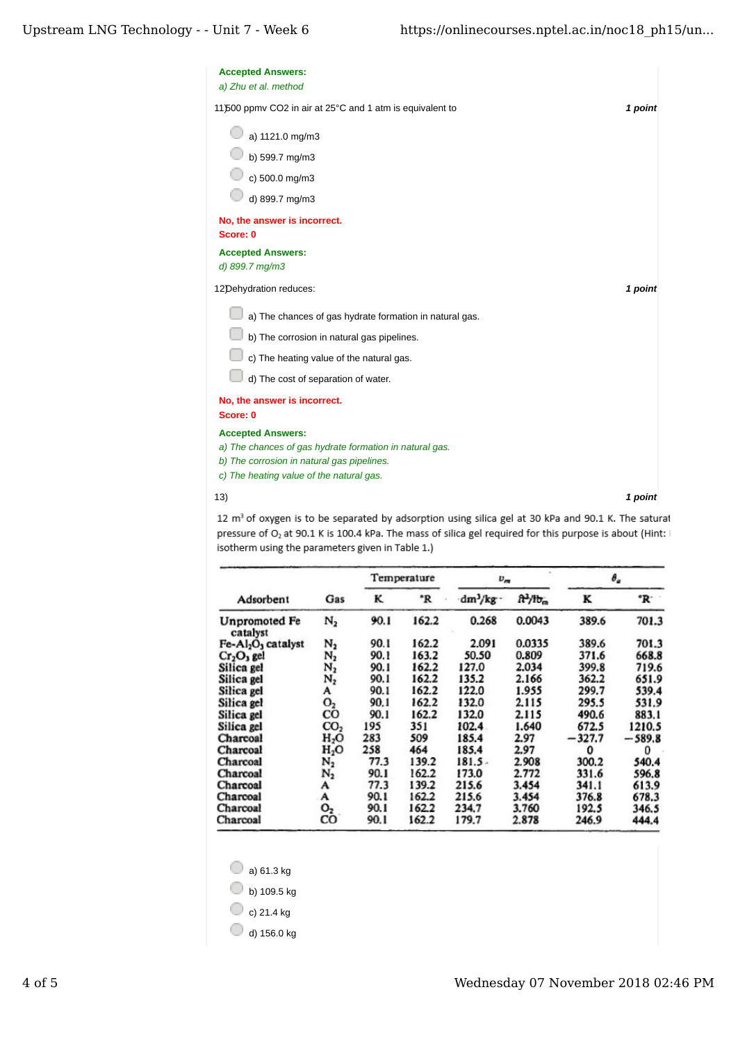**Accepted Answers:**

*a) Zhu et al. method*

11) 500 ppmv $CO_2$ in air at 25°C and 1 atm is equivalent to **1 point**

- a) 1121.0 mg/m3
- b) 599.7 mg/m3
- c) 500.0 mg/m3
- d) 899.7 mg/m3

**No, the answer is incorrect.**
**Score: 0**

**Accepted Answers:**

*d) 899.7 mg/m3*

12) Dehydration reduces: **1 point**

- a) The chances of gas hydrate formation in natural gas.
- b) The corrosion in natural gas pipelines.
- c) The heating value of the natural gas.
- d) The cost of separation of water.

**No, the answer is incorrect.**
**Score: 0**

**Accepted Answers:**

*a) The chances of gas hydrate formation in natural gas.*
*b) The corrosion in natural gas pipelines.*
*c) The heating value of the natural gas.*

13) **1 point**

12 m$^3$ of oxygen is to be separated by adsorption using silica gel at 30 kPa and 90.1 K. The saturat pressure of $O_2$ at 90.1 K is 100.4 kPa. The mass of silica gel required for this purpose is about (Hint: isotherm using the parameters given in Table 1.)

| Adsorbent | Gas | Temperature | | $v_m$ | | $\theta_a$ | |
|---|---|---|---|---|---|---|---|
| | | K | °R | dm$^3$/kg | ft$^3$/lb$_m$ | K | °R |
| Unpromoted Fe catalyst | $N_2$ | 90.1 | 162.2 | 0.268 | 0.0043 | 389.6 | 701.3 |
| Fe-$Al_2O_3$ catalyst | $N_2$ | 90.1 | 162.2 | 2.091 | 0.0335 | 389.6 | 701.3 |
| $Cr_2O_3$ gel | $N_2$ | 90.1 | 163.2 | 50.50 | 0.809 | 371.6 | 668.8 |
| Silica gel | $N_2$ | 90.1 | 162.2 | 127.0 | 2.034 | 399.8 | 719.6 |
| Silica gel | $N_2$ | 90.1 | 162.2 | 135.2 | 2.166 | 362.2 | 651.9 |
| Silica gel | A | 90.1 | 162.2 | 122.0 | 1.955 | 299.7 | 539.4 |
| Silica gel | $O_2$ | 90.1 | 162.2 | 132.0 | 2.115 | 295.5 | 531.9 |
| Silica gel | CO | 90.1 | 162.2 | 132.0 | 2.115 | 490.6 | 883.1 |
| Silica gel | $CO_2$ | 195 | 351 | 102.4 | 1.640 | 672.5 | 1210.5 |
| Charcoal | $H_2O$ | 283 | 509 | 185.4 | 2.97 | −327.7 | −589.8 |
| Charcoal | $H_2O$ | 258 | 464 | 185.4 | 2.97 | 0 | 0 |
| Charcoal | $N_2$ | 77.3 | 139.2 | 181.5 | 2.908 | 300.2 | 540.4 |
| Charcoal | $N_2$ | 90.1 | 162.2 | 173.0 | 2.772 | 331.6 | 596.8 |
| Charcoal | A | 77.3 | 139.2 | 215.6 | 3.454 | 341.1 | 613.9 |
| Charcoal | A | 90.1 | 162.2 | 215.6 | 3.454 | 376.8 | 678.3 |
| Charcoal | $O_2$ | 90.1 | 162.2 | 234.7 | 3.760 | 192.5 | 346.5 |
| Charcoal | CO | 90.1 | 162.2 | 179.7 | 2.878 | 246.9 | 444.4 |

- a) 61.3 kg
- b) 109.5 kg
- c) 21.4 kg
- d) 156.0 kg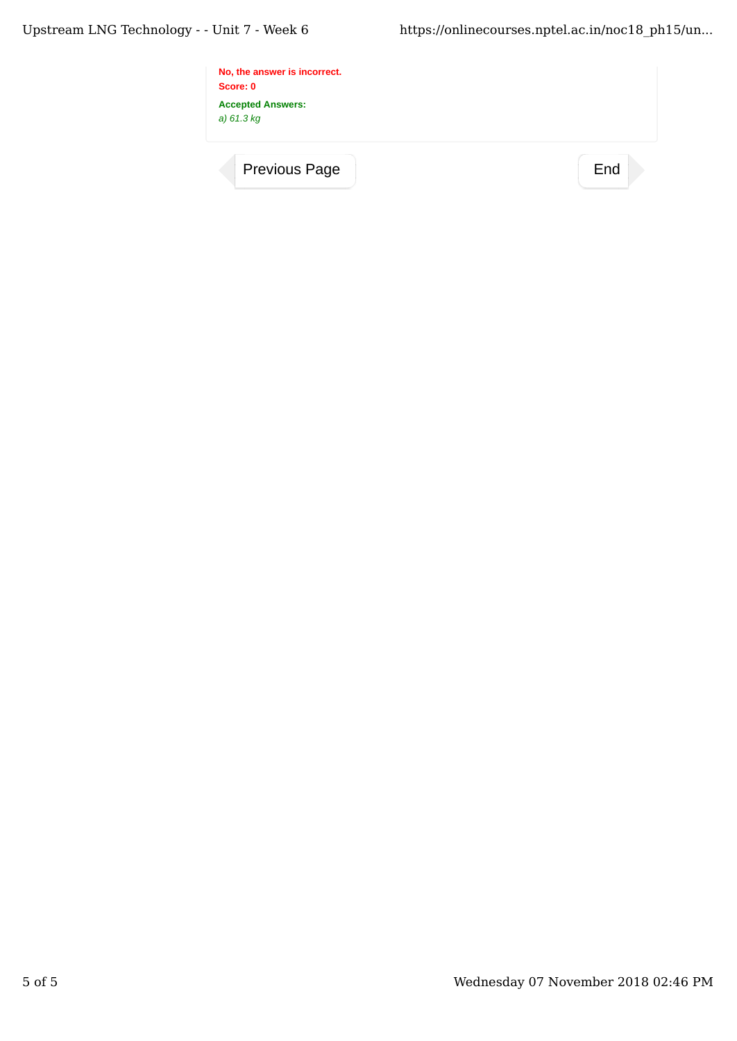**No, the answer is incorrect.**
**Score: 0**

**Accepted Answers:**
*a) 61.3 kg*

Previous Page

End